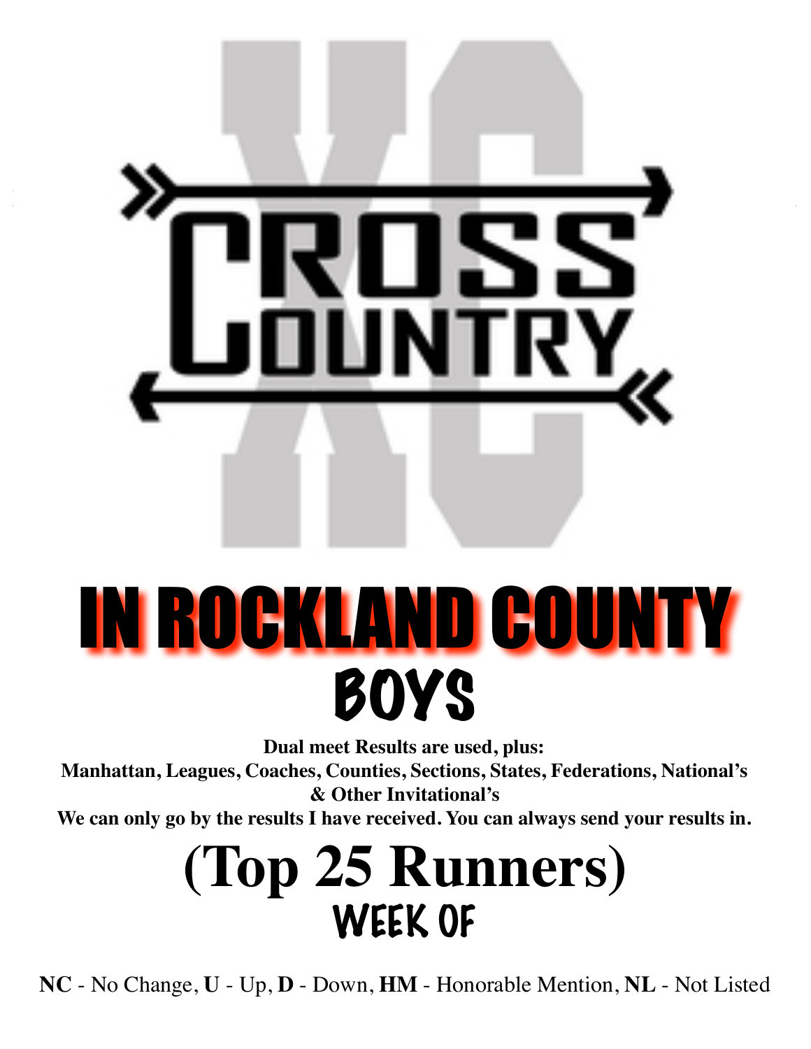# CROSS COUNTRY

# IN ROCKLAND COUNTY

## BOYS

**Dual meet Results are used, plus:**
**Manhattan, Leagues, Coaches, Counties, Sections, States, Federations, National's & Other Invitational's**
**We can only go by the results I have received. You can always send your results in.**

# (Top 25 Runners)

## WEEK OF

**NC** - No Change, **U** - Up, **D** - Down, **HM** - Honorable Mention, **NL** - Not Listed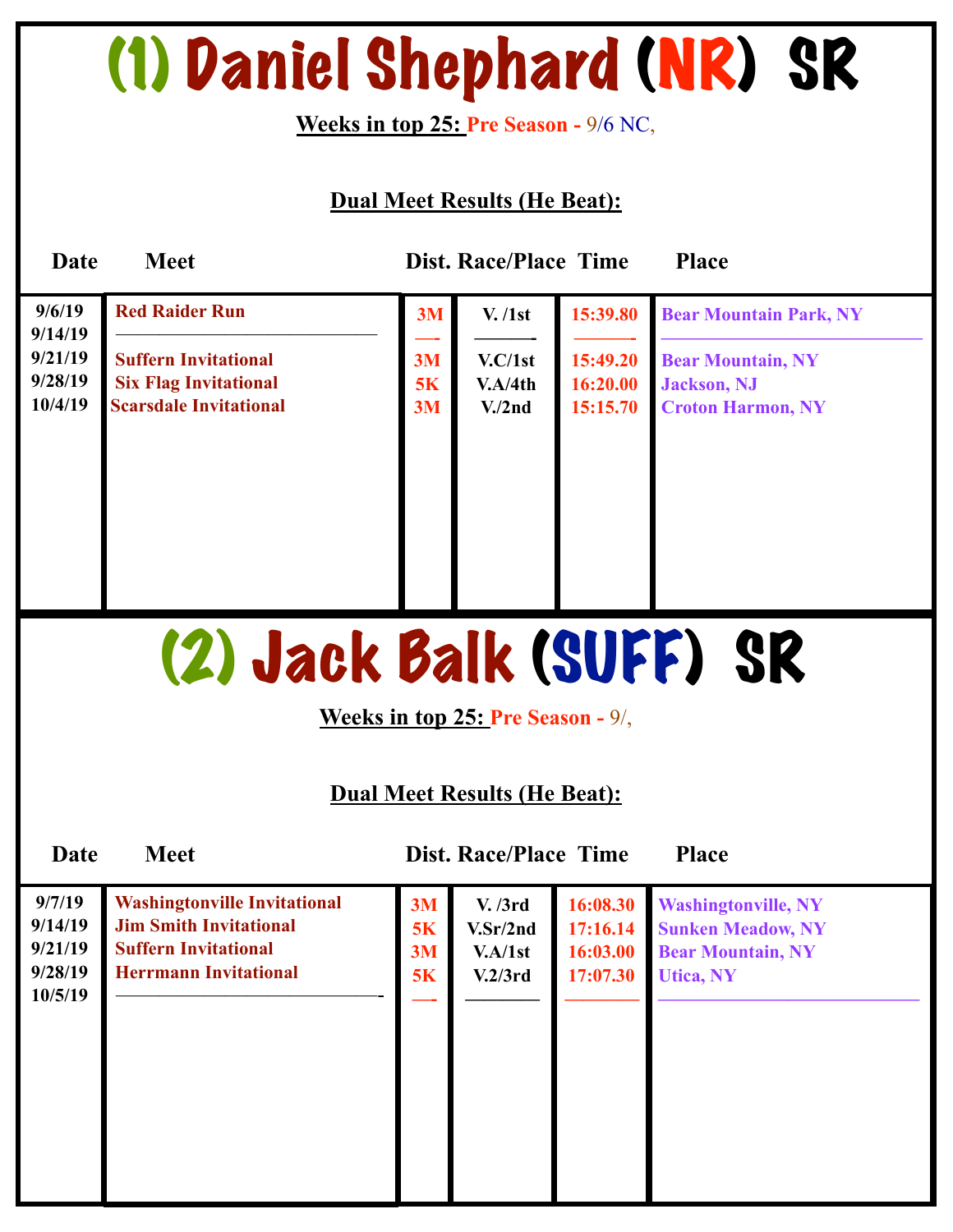# (1) Daniel Shephard (NR) SR

**Weeks in top 25:** Pre Season - 9/6 NC,

**Dual Meet Results (He Beat):**

| Date | Meet | Dist. | Race/Place | Time | Place |
|---|---|---|---|---|---|
| 9/6/19 | Red Raider Run | 3M | V. /1st | 15:39.80 | Bear Mountain Park, NY |
| 9/14/19 | ———————————— | —- | ———- | ———- | ———————————— |
| 9/21/19 | Suffern Invitational | 3M | V.C/1st | 15:49.20 | Bear Mountain, NY |
| 9/28/19 | Six Flag Invitational | 5K | V.A/4th | 16:20.00 | Jackson, NJ |
| 10/4/19 | Scarsdale Invitational | 3M | V./2nd | 15:15.70 | Croton Harmon, NY |

# (2) Jack Balk (SUFF) SR

**Weeks in top 25:** Pre Season - 9/,

**Dual Meet Results (He Beat):**

| Date | Meet | Dist. | Race/Place | Time | Place |
|---|---|---|---|---|---|
| 9/7/19 | Washingtonville Invitational | 3M | V. /3rd | 16:08.30 | Washingtonville, NY |
| 9/14/19 | Jim Smith Invitational | 5K | V.Sr/2nd | 17:16.14 | Sunken Meadow, NY |
| 9/21/19 | Suffern Invitational | 3M | V.A/1st | 16:03.00 | Bear Mountain, NY |
| 9/28/19 | Herrmann Invitational | 5K | V.2/3rd | 17:07.30 | Utica, NY |
| 10/5/19 | ————————————- | —- | ———— | ———— | ———————————— |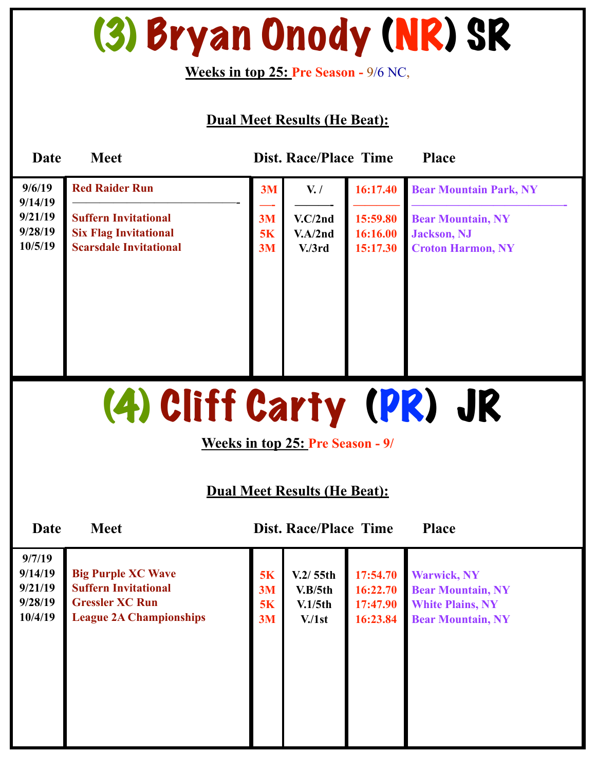# (3) Bryan Onody (NR) SR

**Weeks in top 25:** Pre Season - 9/6 NC,

**Dual Meet Results (He Beat):**

| Date | Meet | Dist. | Race/Place | Time | Place |
|---|---|---|---|---|---|
| 9/6/19 | Red Raider Run | 3M | V. / | 16:17.40 | Bear Mountain Park, NY |
| 9/14/19 | ———————————- | —- | ———- | ———— | ——————————————- |
| 9/21/19 | Suffern Invitational | 3M | V.C/2nd | 15:59.80 | Bear Mountain, NY |
| 9/28/19 | Six Flag Invitational | 5K | V.A/2nd | 16:16.00 | Jackson, NJ |
| 10/5/19 | Scarsdale Invitational | 3M | V./3rd | 15:17.30 | Croton Harmon, NY |

# (4) Cliff Carty (PR) JR

**Weeks in top 25:** Pre Season - 9/

**Dual Meet Results (He Beat):**

| Date | Meet | Dist. | Race/Place | Time | Place |
|---|---|---|---|---|---|
| 9/7/19 | | | | | |
| 9/14/19 | Big Purple XC Wave | 5K | V.2/ 55th | 17:54.70 | Warwick, NY |
| 9/21/19 | Suffern Invitational | 3M | V.B/5th | 16:22.70 | Bear Mountain, NY |
| 9/28/19 | Gressler XC Run | 5K | V.1/5th | 17:47.90 | White Plains, NY |
| 10/4/19 | League 2A Championships | 3M | V./1st | 16:23.84 | Bear Mountain, NY |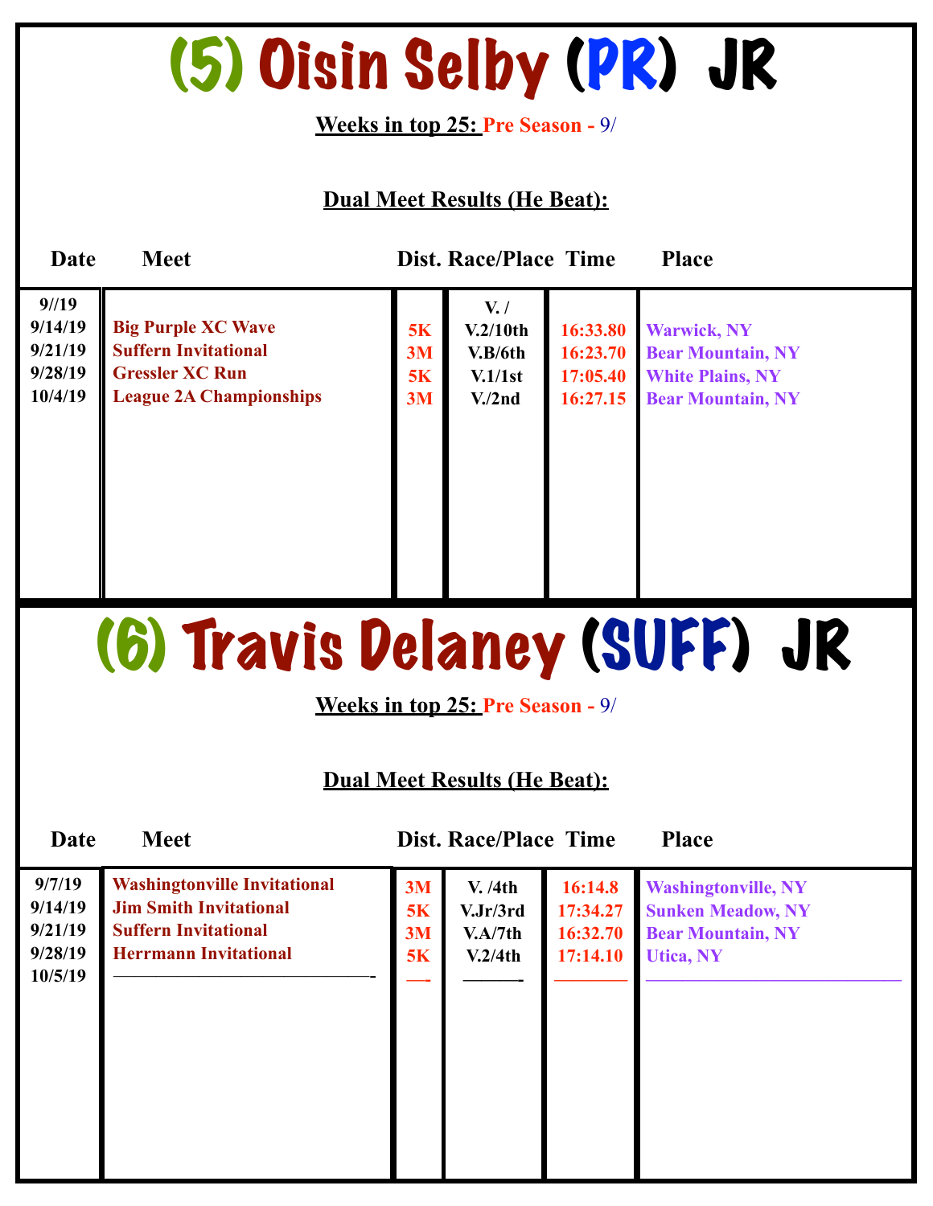# (5) Oisin Selby (PR) JR

**Weeks in top 25:** Pre Season - 9/

**Dual Meet Results (He Beat):**

| Date | Meet | Dist. | Race/Place | Time | Place |
|---|---|---|---|---|---|
| 9//19 | | | V. / | | |
| 9/14/19 | Big Purple XC Wave | 5K | V.2/10th | 16:33.80 | Warwick, NY |
| 9/21/19 | Suffern Invitational | 3M | V.B/6th | 16:23.70 | Bear Mountain, NY |
| 9/28/19 | Gressler XC Run | 5K | V.1/1st | 17:05.40 | White Plains, NY |
| 10/4/19 | League 2A Championships | 3M | V./2nd | 16:27.15 | Bear Mountain, NY |

# (6) Travis Delaney (SUFF) JR

**Weeks in top 25:** Pre Season - 9/

**Dual Meet Results (He Beat):**

| Date | Meet | Dist. | Race/Place | Time | Place |
|---|---|---|---|---|---|
| 9/7/19 | Washingtonville Invitational | 3M | V. /4th | 16:14.8 | Washingtonville, NY |
| 9/14/19 | Jim Smith Invitational | 5K | V.Jr/3rd | 17:34.27 | Sunken Meadow, NY |
| 9/21/19 | Suffern Invitational | 3M | V.A/7th | 16:32.70 | Bear Mountain, NY |
| 9/28/19 | Herrmann Invitational | 5K | V.2/4th | 17:14.10 | Utica, NY |
| 10/5/19 | ——————————- | —- | ———- | ———— | ———————————— |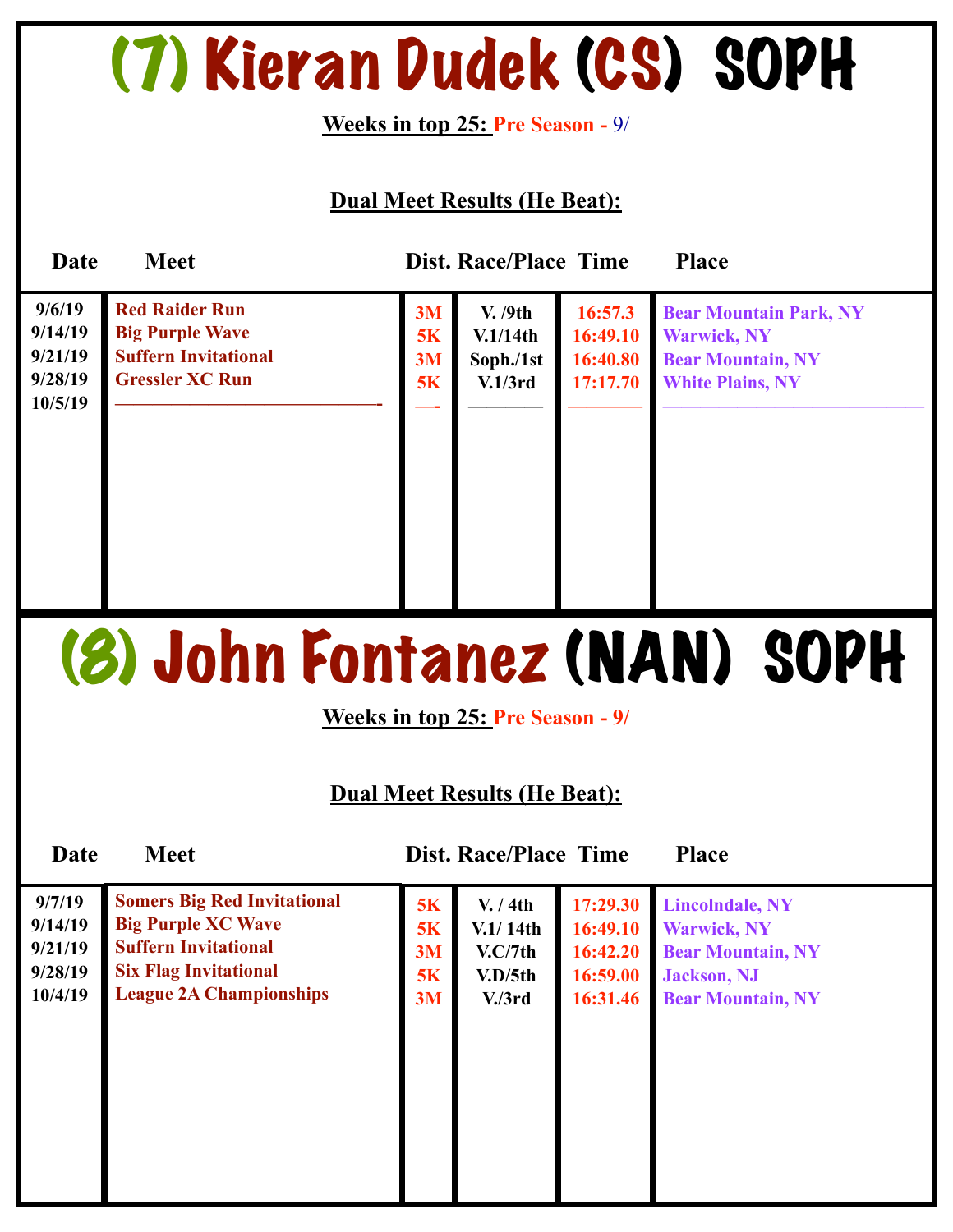# (7) Kieran Dudek (CS) SOPH

**Weeks in top 25:** Pre Season - 9/

**Dual Meet Results (He Beat):**

| Date | Meet | Dist. | Race/Place | Time | Place |
|---|---|---|---|---|---|
| 9/6/19 | Red Raider Run | 3M | V. /9th | 16:57.3 | Bear Mountain Park, NY |
| 9/14/19 | Big Purple Wave | 5K | V.1/14th | 16:49.10 | Warwick, NY |
| 9/21/19 | Suffern Invitational | 3M | Soph./1st | 16:40.80 | Bear Mountain, NY |
| 9/28/19 | Gressler XC Run | 5K | V.1/3rd | 17:17.70 | White Plains, NY |
| 10/5/19 | ——————————————- | —- | ———— | ———— | ———————————— |

# (8) John Fontanez (NAN) SOPH

**Weeks in top 25:** Pre Season - 9/

**Dual Meet Results (He Beat):**

| Date | Meet | Dist. | Race/Place | Time | Place |
|---|---|---|---|---|---|
| 9/7/19 | Somers Big Red Invitational | 5K | V. / 4th | 17:29.30 | Lincolndale, NY |
| 9/14/19 | Big Purple XC Wave | 5K | V.1/ 14th | 16:49.10 | Warwick, NY |
| 9/21/19 | Suffern Invitational | 3M | V.C/7th | 16:42.20 | Bear Mountain, NY |
| 9/28/19 | Six Flag Invitational | 5K | V.D/5th | 16:59.00 | Jackson, NJ |
| 10/4/19 | League 2A Championships | 3M | V./3rd | 16:31.46 | Bear Mountain, NY |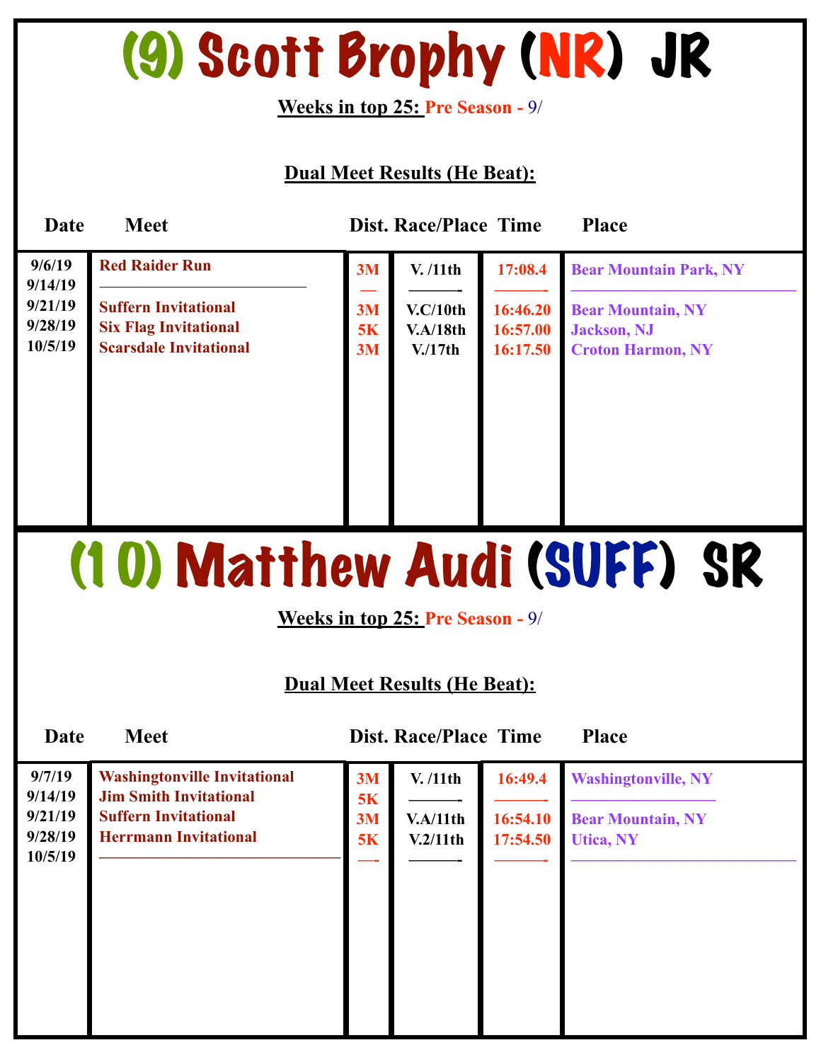# (9) Scott Brophy (NR) JR

**Weeks in top 25:** Pre Season - 9/

**Dual Meet Results (He Beat):**

| Date | Meet | Dist. | Race/Place | Time | Place |
|---|---|---|---|---|---|
| 9/6/19 | Red Raider Run | 3M | V. /11th | 17:08.4 | Bear Mountain Park, NY |
| 9/14/19 | ———————— | — | ——— | ——— | ———————————— |
| 9/21/19 | Suffern Invitational | 3M | V.C/10th | 16:46.20 | Bear Mountain, NY |
| 9/28/19 | Six Flag Invitational | 5K | V.A/18th | 16:57.00 | Jackson, NJ |
| 10/5/19 | Scarsdale Invitational | 3M | V./17th | 16:17.50 | Croton Harmon, NY |

# (10) Matthew Audi (SUFF) SR

**Weeks in top 25:** Pre Season - 9/

**Dual Meet Results (He Beat):**

| Date | Meet | Dist. | Race/Place | Time | Place |
|---|---|---|---|---|---|
| 9/7/19 | Washingtonville Invitational | 3M | V. /11th | 16:49.4 | Washingtonville, NY |
| 9/14/19 | Jim Smith Invitational | 5K | ——— | ——— | ———————— |
| 9/21/19 | Suffern Invitational | 3M | V.A/11th | 16:54.10 | Bear Mountain, NY |
| 9/28/19 | Herrmann Invitational | 5K | V.2/11th | 17:54.50 | Utica, NY |
| 10/5/19 | ———————————— | — | ——— | ——— | ———————————— |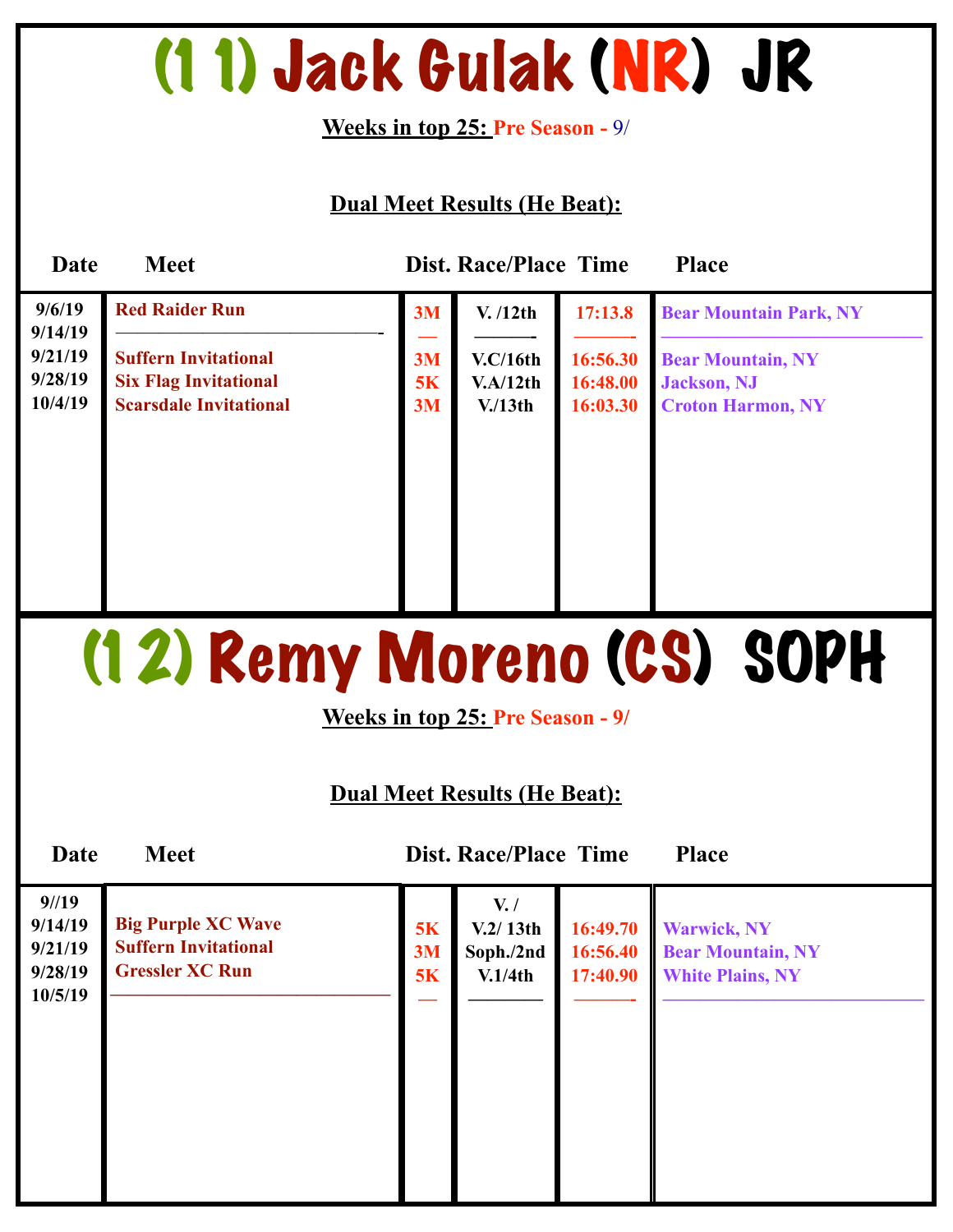# (1 1) Jack Gulak (NR) JR

**Weeks in top 25:** Pre Season - 9/

**Dual Meet Results (He Beat):**

| Date | Meet | Dist. | Race/Place | Time | Place |
|---|---|---|---|---|---|
| 9/6/19 | Red Raider Run | 3M | V. /12th | 17:13.8 | Bear Mountain Park, NY |
| 9/14/19 | ——————————— | — | ——— | ——— | ——————————— |
| 9/21/19 | Suffern Invitational | 3M | V.C/16th | 16:56.30 | Bear Mountain, NY |
| 9/28/19 | Six Flag Invitational | 5K | V.A/12th | 16:48.00 | Jackson, NJ |
| 10/4/19 | Scarsdale Invitational | 3M | V./13th | 16:03.30 | Croton Harmon, NY |

# (1 2) Remy Moreno (CS) SOPH

**Weeks in top 25:** Pre Season - 9/

**Dual Meet Results (He Beat):**

| Date | Meet | Dist. | Race/Place | Time | Place |
|---|---|---|---|---|---|
| 9//19 | | | V. / | | |
| 9/14/19 | Big Purple XC Wave | 5K | V.2/ 13th | 16:49.70 | Warwick, NY |
| 9/21/19 | Suffern Invitational | 3M | Soph./2nd | 16:56.40 | Bear Mountain, NY |
| 9/28/19 | Gressler XC Run | 5K | V.1/4th | 17:40.90 | White Plains, NY |
| 10/5/19 | ——————————— | — | ——— | ——— | ——————————— |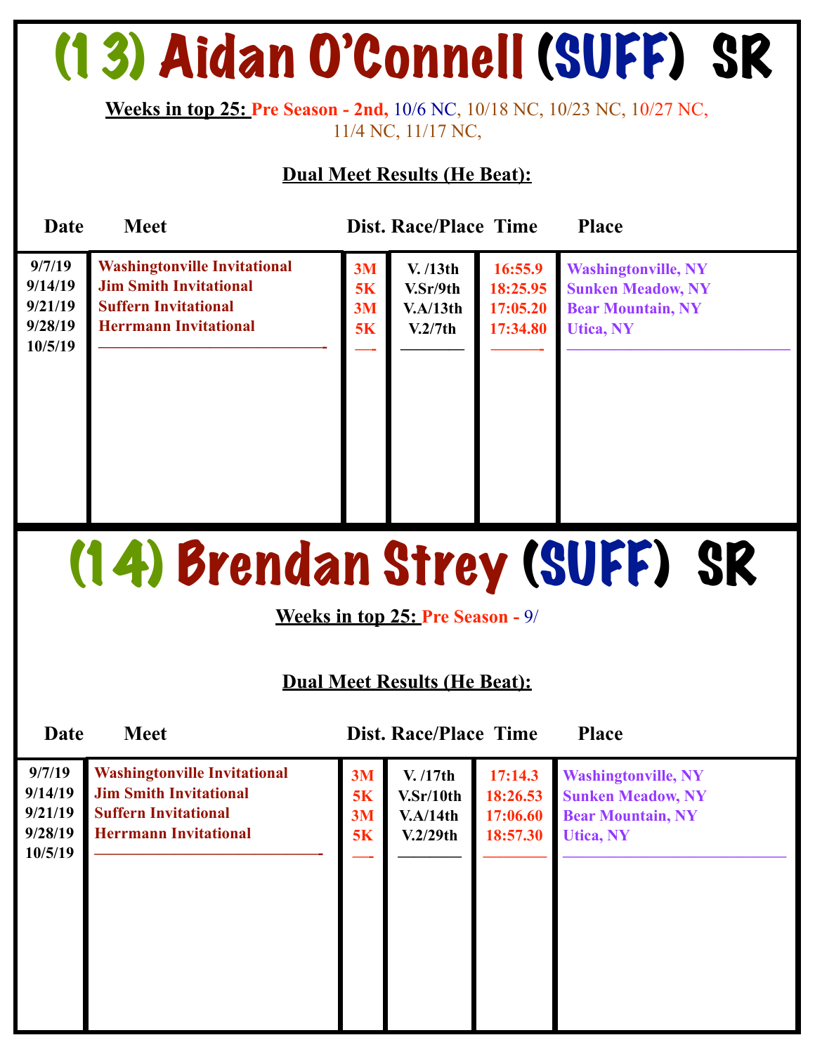# (13) Aidan O'Connell (SUFF) SR

**Weeks in top 25:** Pre Season - 2nd, 10/6 NC, 10/18 NC, 10/23 NC, 10/27 NC, 11/4 NC, 11/17 NC,

**Dual Meet Results (He Beat):**

| Date | Meet | Dist. | Race/Place | Time | Place |
|---|---|---|---|---|---|
| 9/7/19 | Washingtonville Invitational | 3M | V. /13th | 16:55.9 | Washingtonville, NY |
| 9/14/19 | Jim Smith Invitational | 5K | V.Sr/9th | 18:25.95 | Sunken Meadow, NY |
| 9/21/19 | Suffern Invitational | 3M | V.A/13th | 17:05.20 | Bear Mountain, NY |
| 9/28/19 | Herrmann Invitational | 5K | V.2/7th | 17:34.80 | Utica, NY |
| 10/5/19 | ———————————- | —- | ——— | ——- | ———————————— |

# (14) Brendan Strey (SUFF) SR

**Weeks in top 25:** Pre Season - 9/

**Dual Meet Results (He Beat):**

| Date | Meet | Dist. | Race/Place | Time | Place |
|---|---|---|---|---|---|
| 9/7/19 | Washingtonville Invitational | 3M | V. /17th | 17:14.3 | Washingtonville, NY |
| 9/14/19 | Jim Smith Invitational | 5K | V.Sr/10th | 18:26.53 | Sunken Meadow, NY |
| 9/21/19 | Suffern Invitational | 3M | V.A/14th | 17:06.60 | Bear Mountain, NY |
| 9/28/19 | Herrmann Invitational | 5K | V.2/29th | 18:57.30 | Utica, NY |
| 10/5/19 | ———————————- | —- | ——— | ——— | ———————————— |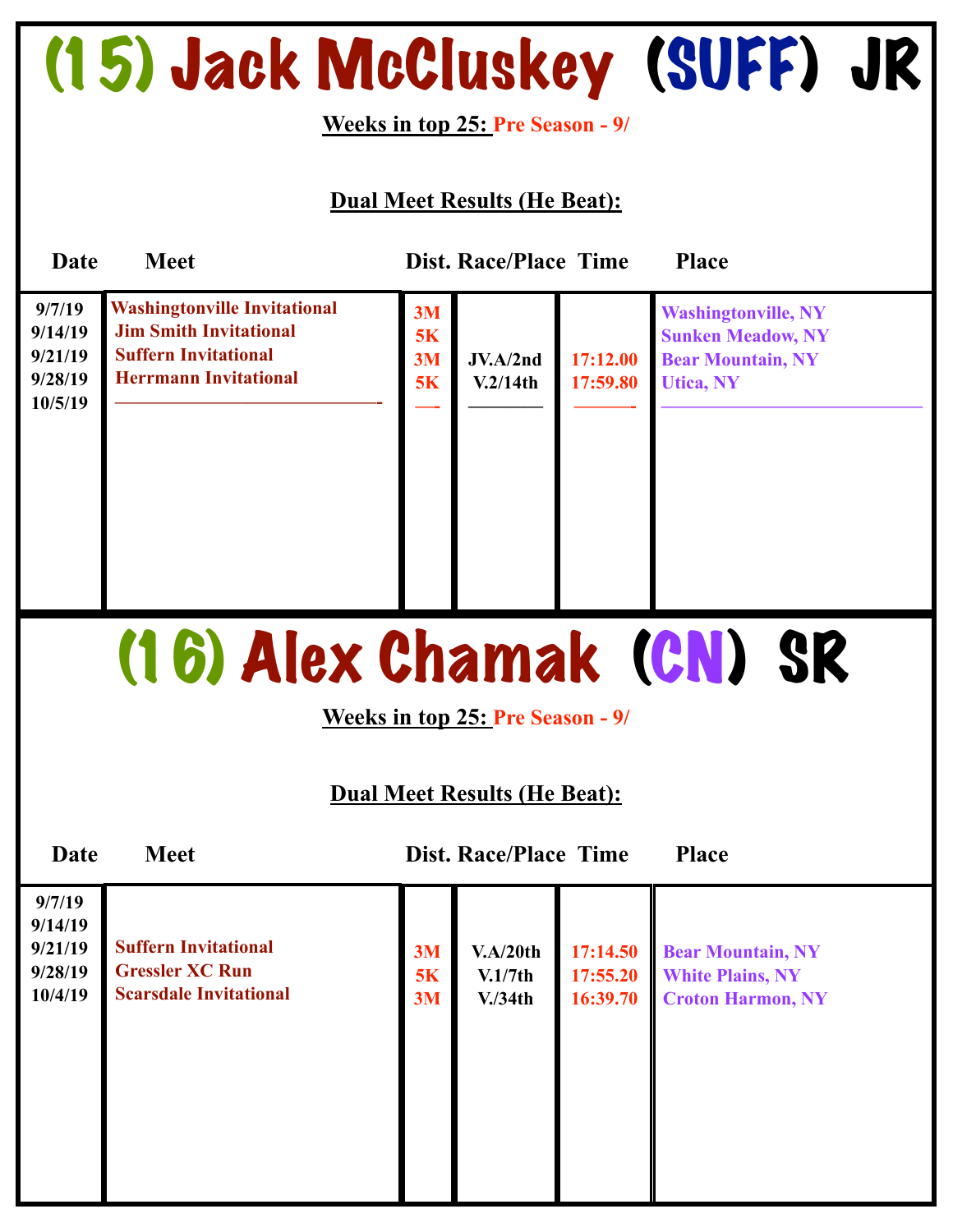# (15) Jack McCluskey (SUFF) JR

**Weeks in top 25:** Pre Season - 9/

**Dual Meet Results (He Beat):**

| Date | Meet | Dist. | Race/Place | Time | Place |
|---|---|---|---|---|---|
| 9/7/19 | Washingtonville Invitational | 3M | | | Washingtonville, NY |
| 9/14/19 | Jim Smith Invitational | 5K | | | Sunken Meadow, NY |
| 9/21/19 | Suffern Invitational | 3M | JV.A/2nd | 17:12.00 | Bear Mountain, NY |
| 9/28/19 | Herrmann Invitational | 5K | V.2/14th | 17:59.80 | Utica, NY |
| 10/5/19 | ———————————- | —- | ———— | ———- | ——————————— |

# (16) Alex Chamak (CN) SR

**Weeks in top 25:** Pre Season - 9/

**Dual Meet Results (He Beat):**

| Date | Meet | Dist. | Race/Place | Time | Place |
|---|---|---|---|---|---|
| 9/7/19 | | | | | |
| 9/14/19 | | | | | |
| 9/21/19 | Suffern Invitational | 3M | V.A/20th | 17:14.50 | Bear Mountain, NY |
| 9/28/19 | Gressler XC Run | 5K | V.1/7th | 17:55.20 | White Plains, NY |
| 10/4/19 | Scarsdale Invitational | 3M | V./34th | 16:39.70 | Croton Harmon, NY |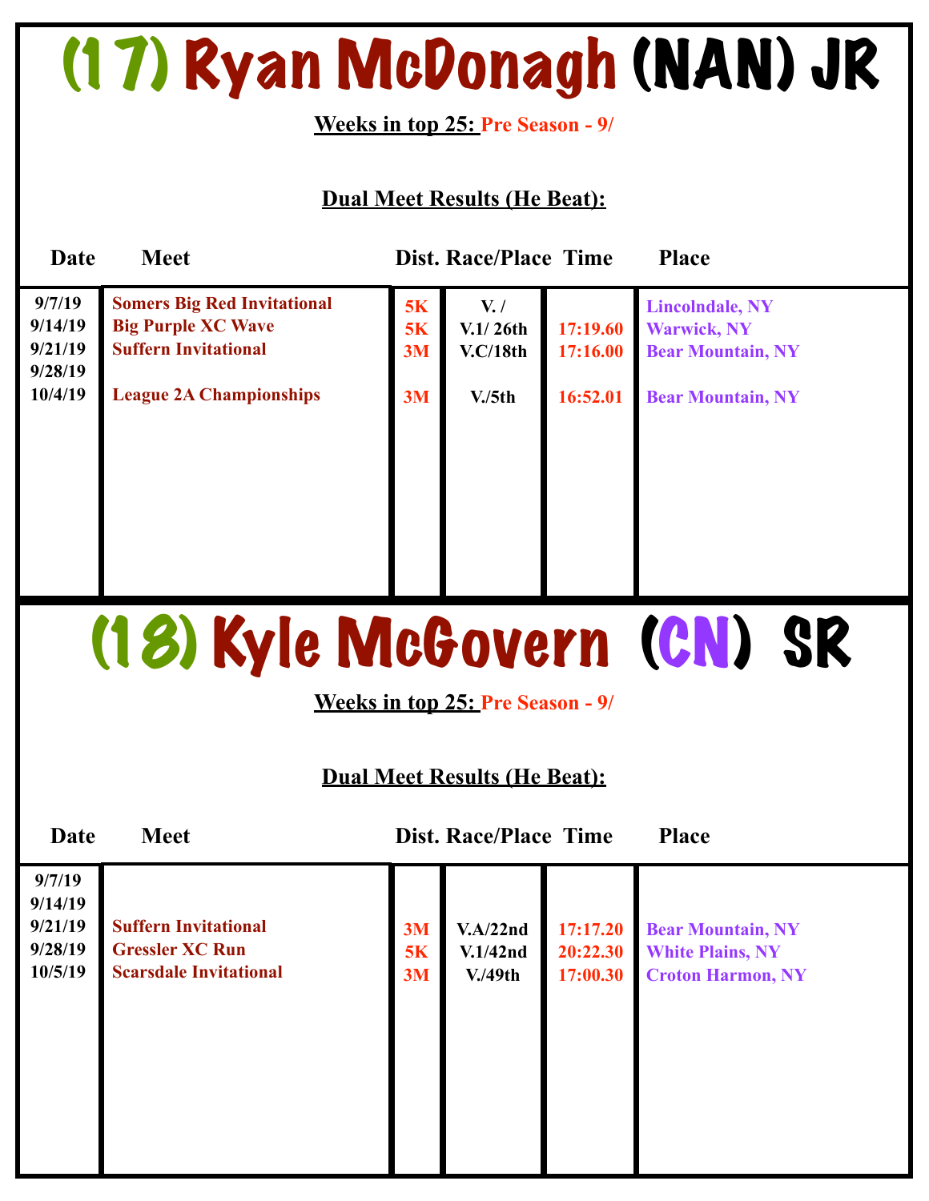# (17) Ryan McDonagh (NAN) JR

**Weeks in top 25:** Pre Season - 9/

**Dual Meet Results (He Beat):**

| Date | Meet | Dist. | Race/Place | Time | Place |
|---|---|---|---|---|---|
| 9/7/19 | Somers Big Red Invitational | 5K | V. / | | Lincolndale, NY |
| 9/14/19 | Big Purple XC Wave | 5K | V.1/ 26th | 17:19.60 | Warwick, NY |
| 9/21/19 | Suffern Invitational | 3M | V.C/18th | 17:16.00 | Bear Mountain, NY |
| 9/28/19 | | | | | |
| 10/4/19 | League 2A Championships | 3M | V./5th | 16:52.01 | Bear Mountain, NY |

# (18) Kyle McGovern (CN) SR

**Weeks in top 25:** Pre Season - 9/

**Dual Meet Results (He Beat):**

| Date | Meet | Dist. | Race/Place | Time | Place |
|---|---|---|---|---|---|
| 9/7/19 | | | | | |
| 9/14/19 | | | | | |
| 9/21/19 | Suffern Invitational | 3M | V.A/22nd | 17:17.20 | Bear Mountain, NY |
| 9/28/19 | Gressler XC Run | 5K | V.1/42nd | 20:22.30 | White Plains, NY |
| 10/5/19 | Scarsdale Invitational | 3M | V./49th | 17:00.30 | Croton Harmon, NY |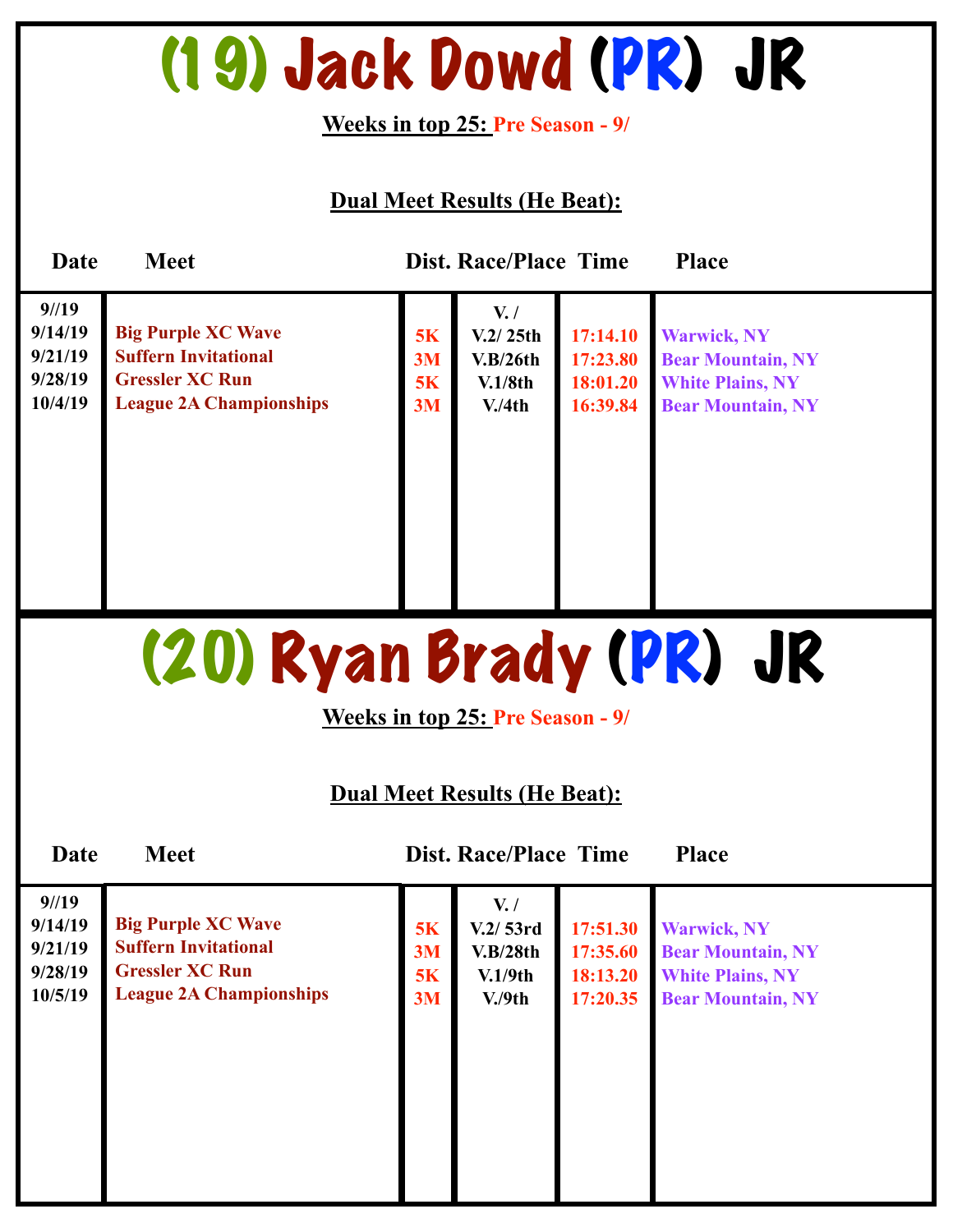# (19) Jack Dowd (PR) JR

**Weeks in top 25:** Pre Season - 9/

**Dual Meet Results (He Beat):**

| Date | Meet | Dist. | Race/Place | Time | Place |
|---|---|---|---|---|---|
| 9//19 | | | V. / | | |
| 9/14/19 | Big Purple XC Wave | 5K | V.2/ 25th | 17:14.10 | Warwick, NY |
| 9/21/19 | Suffern Invitational | 3M | V.B/26th | 17:23.80 | Bear Mountain, NY |
| 9/28/19 | Gressler XC Run | 5K | V.1/8th | 18:01.20 | White Plains, NY |
| 10/4/19 | League 2A Championships | 3M | V./4th | 16:39.84 | Bear Mountain, NY |

# (20) Ryan Brady (PR) JR

**Weeks in top 25:** Pre Season - 9/

**Dual Meet Results (He Beat):**

| Date | Meet | Dist. | Race/Place | Time | Place |
|---|---|---|---|---|---|
| 9//19 | | | V. / | | |
| 9/14/19 | Big Purple XC Wave | 5K | V.2/ 53rd | 17:51.30 | Warwick, NY |
| 9/21/19 | Suffern Invitational | 3M | V.B/28th | 17:35.60 | Bear Mountain, NY |
| 9/28/19 | Gressler XC Run | 5K | V.1/9th | 18:13.20 | White Plains, NY |
| 10/5/19 | League 2A Championships | 3M | V./9th | 17:20.35 | Bear Mountain, NY |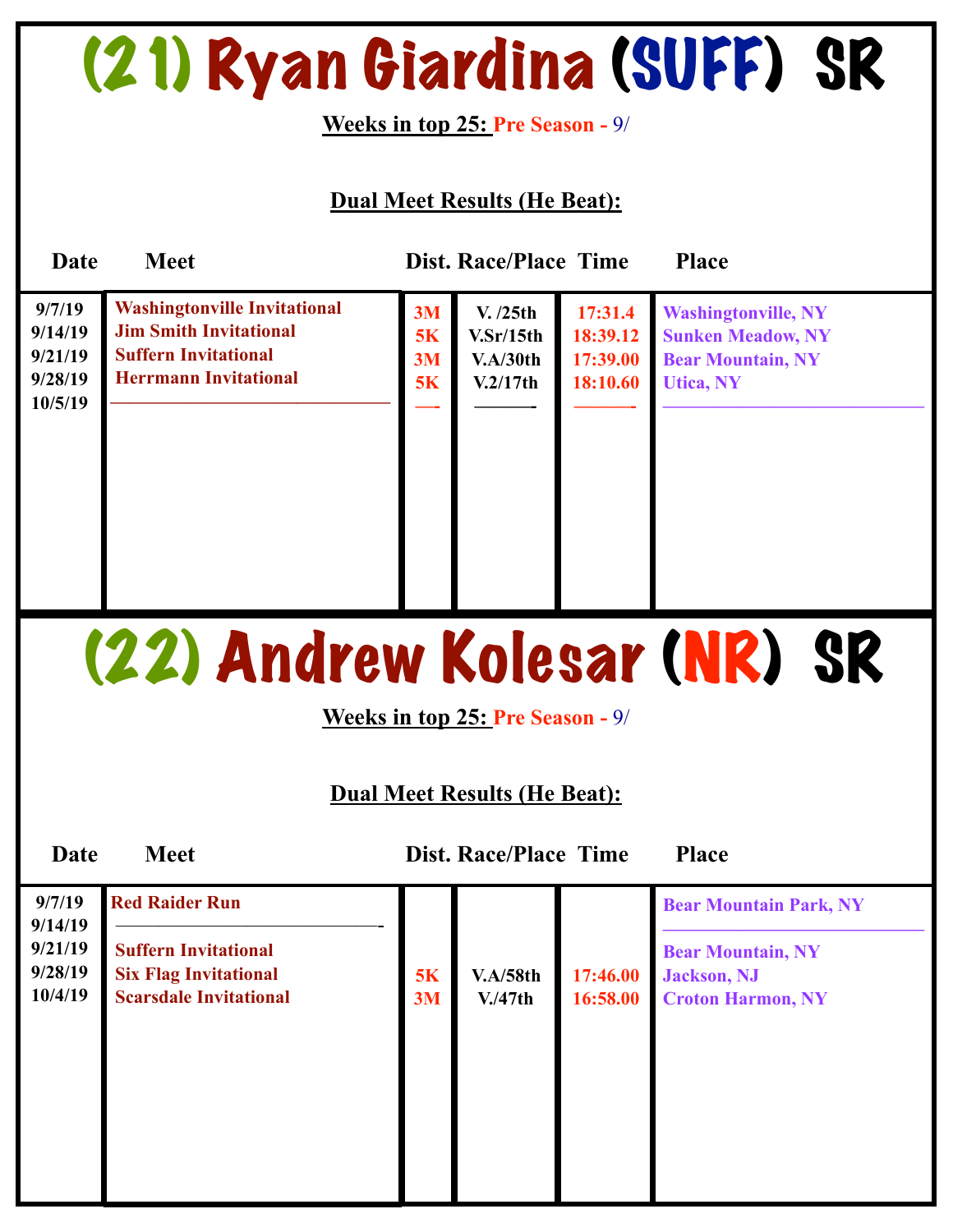# (21) Ryan Giardina (SUFF) SR

**Weeks in top 25:** Pre Season - 9/

**Dual Meet Results (He Beat):**

| Date | Meet | Dist. | Race/Place | Time | Place |
|---|---|---|---|---|---|
| 9/7/19 | Washingtonville Invitational | 3M | V. /25th | 17:31.4 | Washingtonville, NY |
| 9/14/19 | Jim Smith Invitational | 5K | V.Sr/15th | 18:39.12 | Sunken Meadow, NY |
| 9/21/19 | Suffern Invitational | 3M | V.A/30th | 17:39.00 | Bear Mountain, NY |
| 9/28/19 | Herrmann Invitational | 5K | V.2/17th | 18:10.60 | Utica, NY |
| 10/5/19 | ——————————— | — | ——— | ——— | ——————————— |

# (22) Andrew Kolesar (NR) SR

**Weeks in top 25:** Pre Season - 9/

**Dual Meet Results (He Beat):**

| Date | Meet | Dist. | Race/Place | Time | Place |
|---|---|---|---|---|---|
| 9/7/19 | Red Raider Run | | | | Bear Mountain Park, NY |
| 9/14/19 | ——————————— | | | | ——————————— |
| 9/21/19 | Suffern Invitational | | | | Bear Mountain, NY |
| 9/28/19 | Six Flag Invitational | 5K | V.A/58th | 17:46.00 | Jackson, NJ |
| 10/4/19 | Scarsdale Invitational | 3M | V./47th | 16:58.00 | Croton Harmon, NY |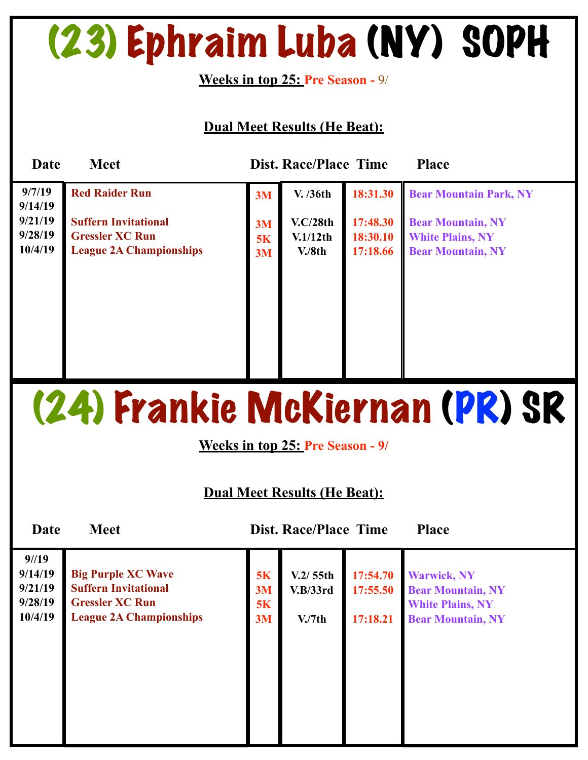# (23) Ephraim Luba (NY) SOPH

**Weeks in top 25:** Pre Season - 9/

**Dual Meet Results (He Beat):**

| Date | Meet | Dist. | Race/Place | Time | Place |
|---|---|---|---|---|---|
| 9/7/19 | Red Raider Run | 3M | V. /36th | 18:31.30 | Bear Mountain Park, NY |
| 9/14/19 | | | | | |
| 9/21/19 | Suffern Invitational | 3M | V.C/28th | 17:48.30 | Bear Mountain, NY |
| 9/28/19 | Gressler XC Run | 5K | V.1/12th | 18:30.10 | White Plains, NY |
| 10/4/19 | League 2A Championships | 3M | V./8th | 17:18.66 | Bear Mountain, NY |

# (24) Frankie McKiernan (PR) SR

**Weeks in top 25:** Pre Season - 9/

**Dual Meet Results (He Beat):**

| Date | Meet | Dist. | Race/Place | Time | Place |
|---|---|---|---|---|---|
| 9//19 | | | | | |
| 9/14/19 | Big Purple XC Wave | 5K | V.2/ 55th | 17:54.70 | Warwick, NY |
| 9/21/19 | Suffern Invitational | 3M | V.B/33rd | 17:55.50 | Bear Mountain, NY |
| 9/28/19 | Gressler XC Run | 5K | | | White Plains, NY |
| 10/4/19 | League 2A Championships | 3M | V./7th | 17:18.21 | Bear Mountain, NY |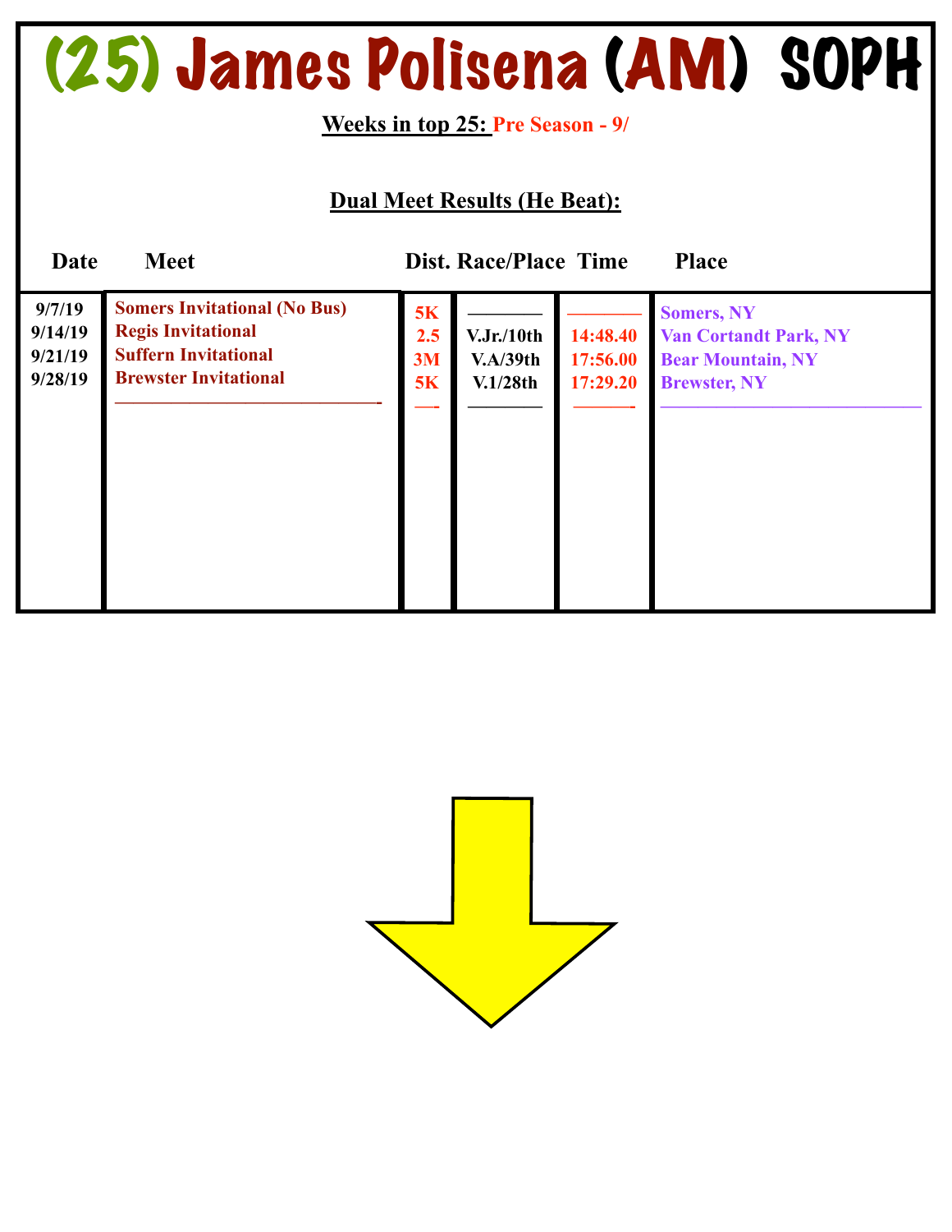# (25) James Polisena (AM) SOPH

**Weeks in top 25:** Pre Season - 9/

**Dual Meet Results (He Beat):**

| Date | Meet | Dist. | Race/Place | Time | Place |
|---|---|---|---|---|---|
| 9/7/19 | Somers Invitational (No Bus) | 5K | ———— | ———— | Somers, NY |
| 9/14/19 | Regis Invitational | 2.5 | V.Jr./10th | 14:48.40 | Van Cortandt Park, NY |
| 9/21/19 | Suffern Invitational | 3M | V.A/39th | 17:56.00 | Bear Mountain, NY |
| 9/28/19 | Brewster Invitational | 5K | V.1/28th | 17:29.20 | Brewster, NY |
| | ——————————————- | —- | ———— | ———- | ——————————————— |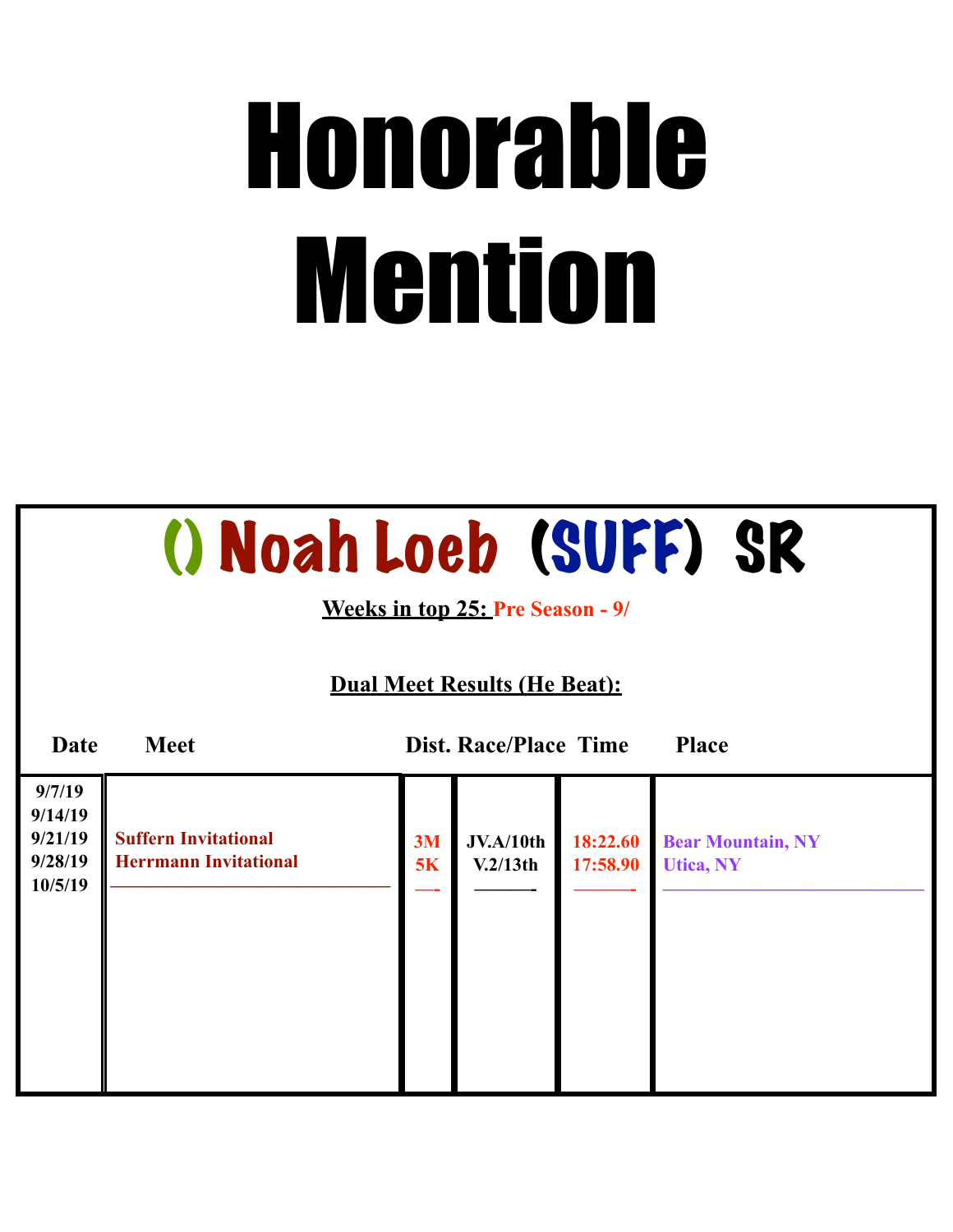# Honorable Mention

## () Noah Loeb (SUFF) SR

**Weeks in top 25:** Pre Season - 9/

**Dual Meet Results (He Beat):**

| Date | Meet | Dist. | Race/Place | Time | Place |
|---|---|---|---|---|---|
| 9/7/19 | | | | | |
| 9/14/19 | | | | | |
| 9/21/19 | Suffern Invitational | 3M | JV.A/10th | 18:22.60 | Bear Mountain, NY |
| 9/28/19 | Herrmann Invitational | 5K | V.2/13th | 17:58.90 | Utica, NY |
| 10/5/19 | | | | | |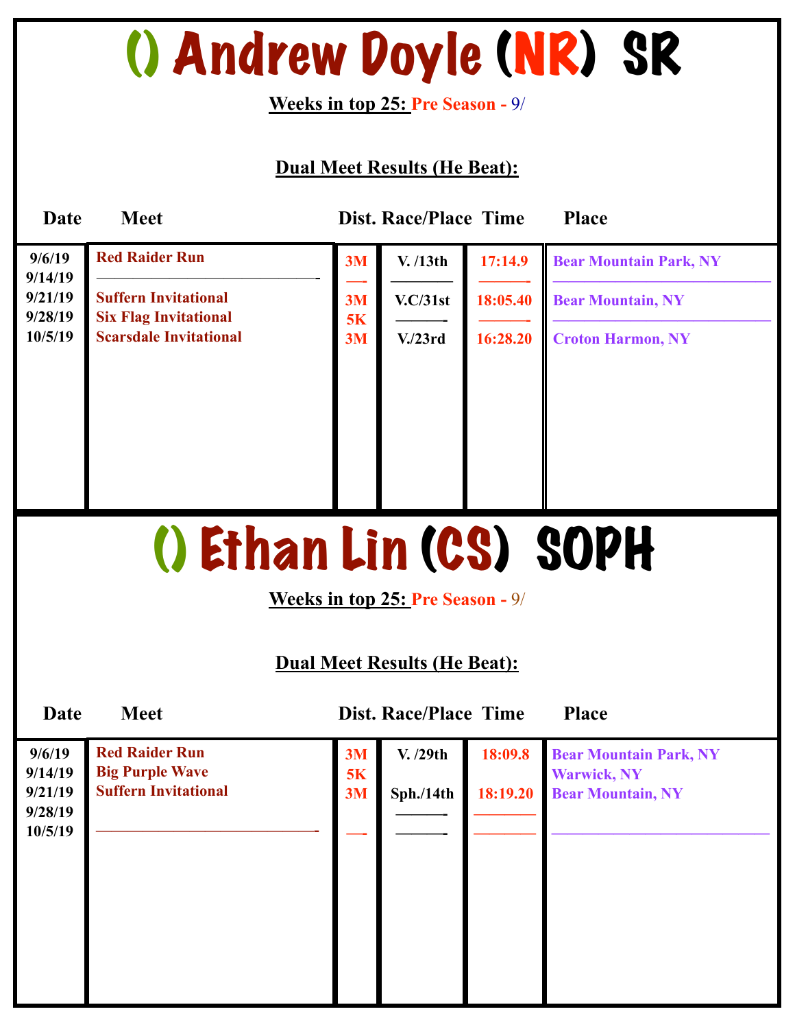# () Andrew Doyle (NR) SR

**Weeks in top 25:** Pre Season - 9/

**Dual Meet Results (He Beat):**

| Date | Meet | Dist. | Race/Place | Time | Place |
|---|---|---|---|---|---|
| 9/6/19 | Red Raider Run | 3M | V. /13th | 17:14.9 | Bear Mountain Park, NY |
| 9/14/19 | ———————————- | —- | ———— | ———- | ——————————— |
| 9/21/19 | Suffern Invitational | 3M | V.C/31st | 18:05.40 | Bear Mountain, NY |
| 9/28/19 | Six Flag Invitational | 5K | ———- | ———- | ——————————— |
| 10/5/19 | Scarsdale Invitational | 3M | V./23rd | 16:28.20 | Croton Harmon, NY |

# () Ethan Lin (CS) SOPH

**Weeks in top 25:** Pre Season - 9/

**Dual Meet Results (He Beat):**

| Date | Meet | Dist. | Race/Place | Time | Place |
|---|---|---|---|---|---|
| 9/6/19 | Red Raider Run | 3M | V. /29th | 18:09.8 | Bear Mountain Park, NY |
| 9/14/19 | Big Purple Wave | 5K | | | Warwick, NY |
| 9/21/19 | Suffern Invitational | 3M | Sph./14th | 18:19.20 | Bear Mountain, NY |
| 9/28/19 | | | ———- | ———— | |
| 10/5/19 | ———————————- | —- | ———- | ———— | ——————————— |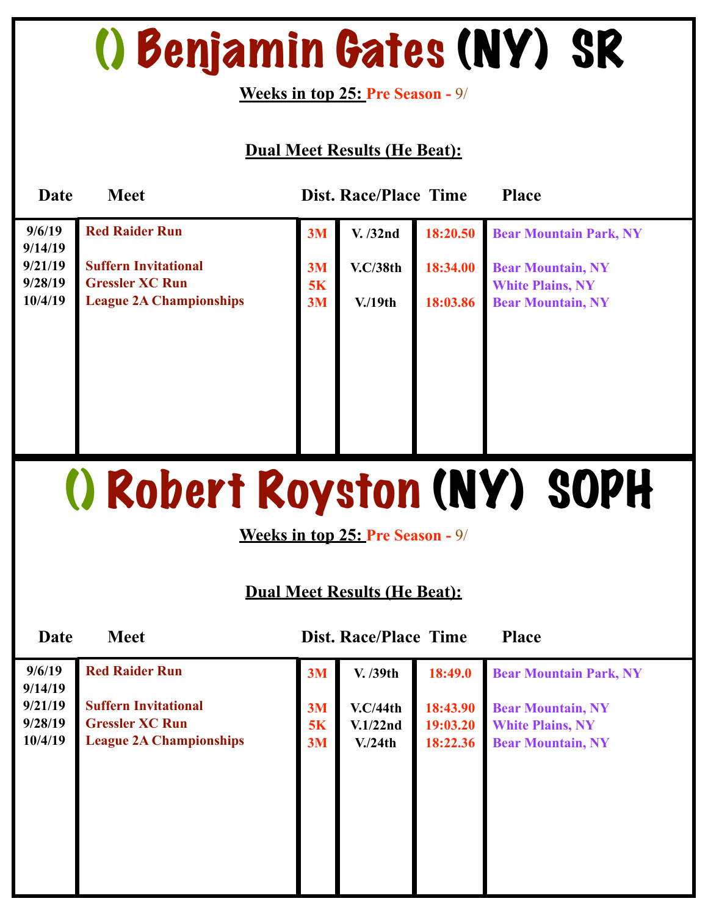# () Benjamin Gates (NY) SR

**Weeks in top 25:** Pre Season - 9/

**Dual Meet Results (He Beat):**

| Date | Meet | Dist. | Race/Place | Time | Place |
|---|---|---|---|---|---|
| 9/6/19 | Red Raider Run | 3M | V. /32nd | 18:20.50 | Bear Mountain Park, NY |
| 9/14/19 | | | | | |
| 9/21/19 | Suffern Invitational | 3M | V.C/38th | 18:34.00 | Bear Mountain, NY |
| 9/28/19 | Gressler XC Run | 5K | | | White Plains, NY |
| 10/4/19 | League 2A Championships | 3M | V./19th | 18:03.86 | Bear Mountain, NY |

# () Robert Royston (NY) SOPH

**Weeks in top 25:** Pre Season - 9/

**Dual Meet Results (He Beat):**

| Date | Meet | Dist. | Race/Place | Time | Place |
|---|---|---|---|---|---|
| 9/6/19 | Red Raider Run | 3M | V. /39th | 18:49.0 | Bear Mountain Park, NY |
| 9/14/19 | | | | | |
| 9/21/19 | Suffern Invitational | 3M | V.C/44th | 18:43.90 | Bear Mountain, NY |
| 9/28/19 | Gressler XC Run | 5K | V.1/22nd | 19:03.20 | White Plains, NY |
| 10/4/19 | League 2A Championships | 3M | V./24th | 18:22.36 | Bear Mountain, NY |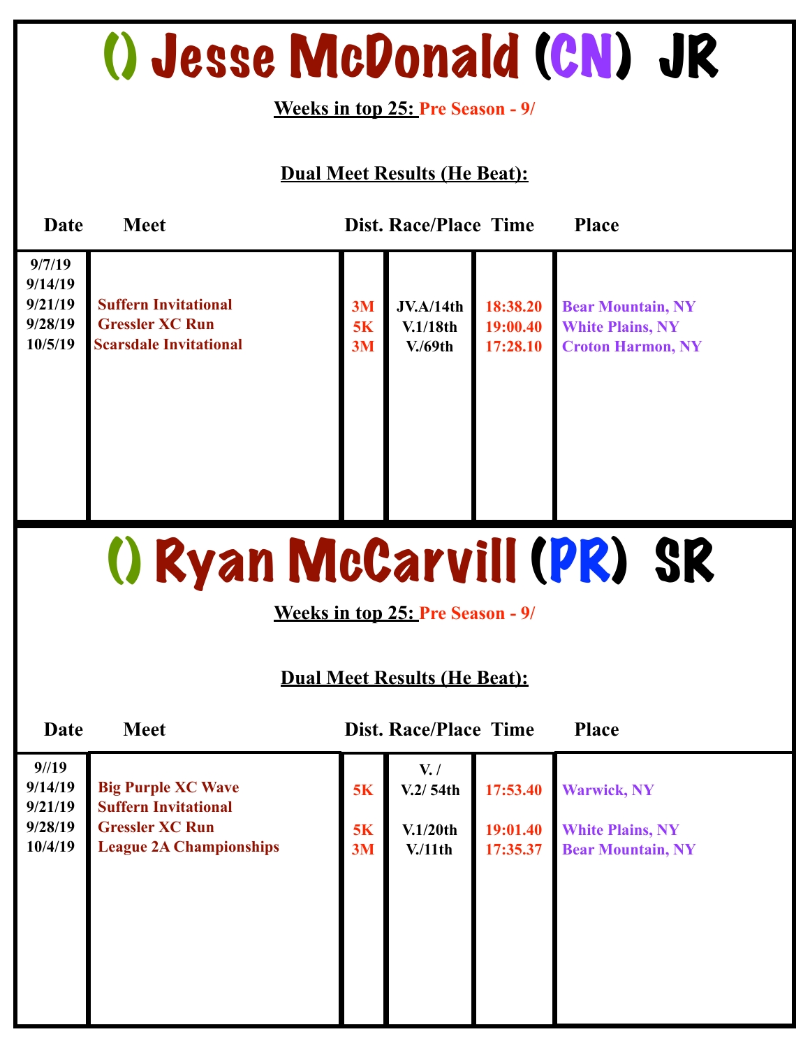# () Jesse McDonald (CN) JR

**Weeks in top 25:** Pre Season - 9/

**Dual Meet Results (He Beat):**

| Date | Meet | Dist. | Race/Place | Time | Place |
|---|---|---|---|---|---|
| 9/7/19 | | | | | |
| 9/14/19 | | | | | |
| 9/21/19 | Suffern Invitational | 3M | JV.A/14th | 18:38.20 | Bear Mountain, NY |
| 9/28/19 | Gressler XC Run | 5K | V.1/18th | 19:00.40 | White Plains, NY |
| 10/5/19 | Scarsdale Invitational | 3M | V./69th | 17:28.10 | Croton Harmon, NY |

# () Ryan McCarvill (PR) SR

**Weeks in top 25:** Pre Season - 9/

**Dual Meet Results (He Beat):**

| Date | Meet | Dist. | Race/Place | Time | Place |
|---|---|---|---|---|---|
| 9//19 | | | V. / | | |
| 9/14/19 | Big Purple XC Wave | 5K | V.2/ 54th | 17:53.40 | Warwick, NY |
| 9/21/19 | Suffern Invitational | | | | |
| 9/28/19 | Gressler XC Run | 5K | V.1/20th | 19:01.40 | White Plains, NY |
| 10/4/19 | League 2A Championships | 3M | V./11th | 17:35.37 | Bear Mountain, NY |